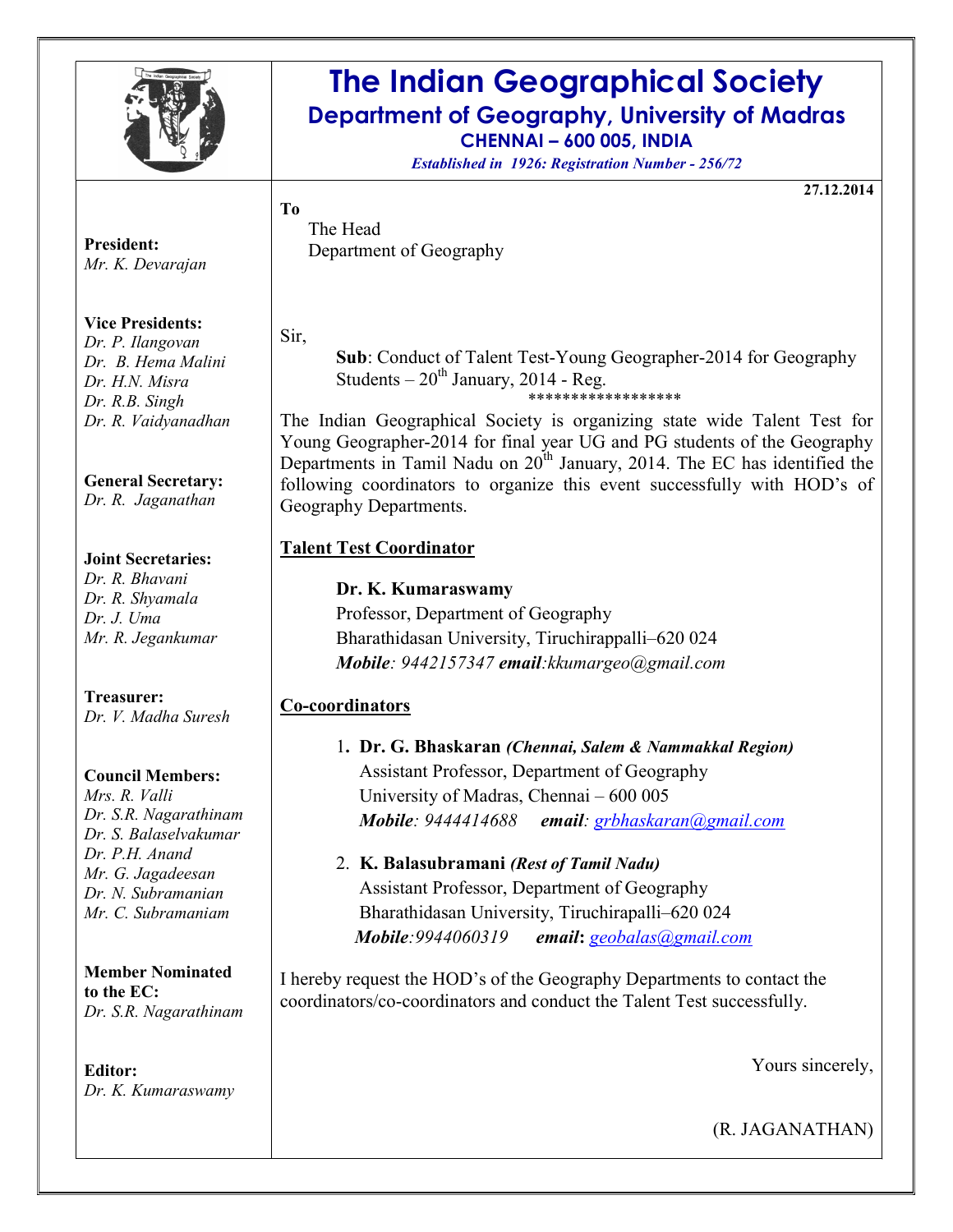# The Indian Geographical Society

## Department of Geography, University of Madras

### CHENNAI – 600 005, INDIA

*Established in 1926: Registration Number - 256/72*

**President:**
*Mr. K. Devarajan*

**Vice Presidents:**
*Dr. P. Ilangovan*
*Dr. B. Hema Malini*
*Dr. H.N. Misra*
*Dr. R.B. Singh*
*Dr. R. Vaidyanadhan*

**General Secretary:**
*Dr. R. Jaganathan*

**Joint Secretaries:**
*Dr. R. Bhavani*
*Dr. R. Shyamala*
*Dr. J. Uma*
*Mr. R. Jegankumar*

**Treasurer:**
*Dr. V. Madha Suresh*

**Council Members:**
*Mrs. R. Valli*
*Dr. S.R. Nagarathinam*
*Dr. S. Balaselvakumar*
*Dr. P.H. Anand*
*Mr. G. Jagadeesan*
*Dr. N. Subramanian*
*Mr. C. Subramaniam*

**Member Nominated to the EC:**
*Dr. S.R. Nagarathinam*

**Editor:**
*Dr. K. Kumaraswamy*

---

**27.12.2014**

**To**

The Head
Department of Geography

Sir,

**Sub**: Conduct of Talent Test-Young Geographer-2014 for Geography Students – 20th January, 2014 - Reg.

*****************

The Indian Geographical Society is organizing state wide Talent Test for Young Geographer-2014 for final year UG and PG students of the Geography Departments in Tamil Nadu on 20th January, 2014. The EC has identified the following coordinators to organize this event successfully with HOD's of Geography Departments.

**Talent Test Coordinator**

**Dr. K. Kumaraswamy**
Professor, Department of Geography
Bharathidasan University, Tiruchirappalli–620 024
***Mobile***: *9442157347* ***email***:*kkumargeo@gmail.com*

**Co-coordinators**

1. **Dr. G. Bhaskaran** ***(Chennai, Salem & Nammakkal Region)***
   Assistant Professor, Department of Geography
   University of Madras, Chennai – 600 005
   ***Mobile***: *9444414688* ***email***: *grbhaskaran@gmail.com*

2. **K. Balasubramani** ***(Rest of Tamil Nadu)***
   Assistant Professor, Department of Geography
   Bharathidasan University, Tiruchirapalli–620 024
   ***Mobile***:*9944060319* ***email*****:** *geobalas@gmail.com*

I hereby request the HOD's of the Geography Departments to contact the coordinators/co-coordinators and conduct the Talent Test successfully.

Yours sincerely,

(R. JAGANATHAN)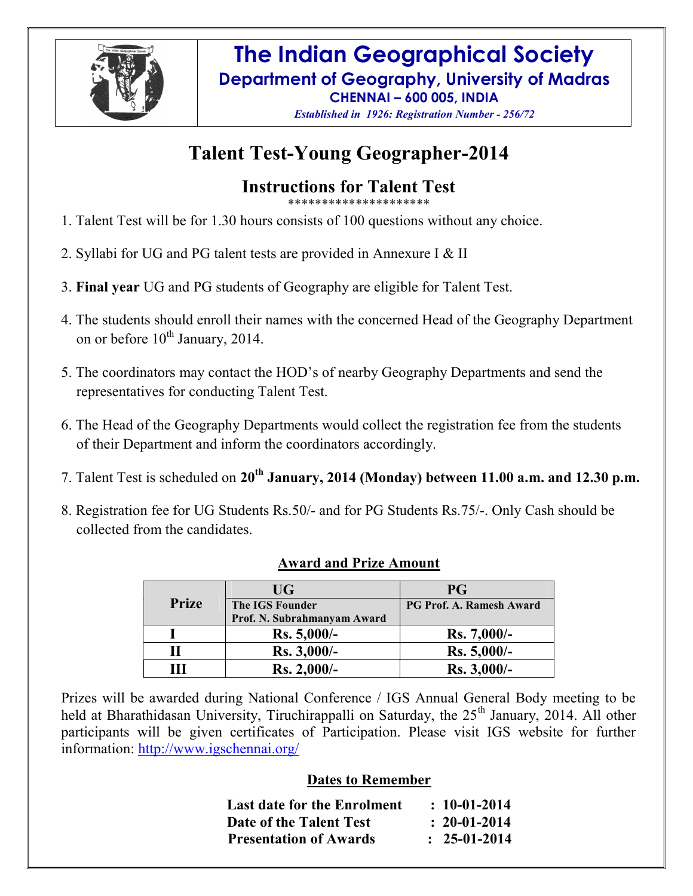# The Indian Geographical Society

## Department of Geography, University of Madras

**CHENNAI – 600 005, INDIA**

*Established in 1926: Registration Number - 256/72*

# Talent Test-Young Geographer-2014

## Instructions for Talent Test

*********************

1. Talent Test will be for 1.30 hours consists of 100 questions without any choice.
2. Syllabi for UG and PG talent tests are provided in Annexure I & II
3. **Final year** UG and PG students of Geography are eligible for Talent Test.
4. The students should enroll their names with the concerned Head of the Geography Department on or before 10th January, 2014.
5. The coordinators may contact the HOD's of nearby Geography Departments and send the representatives for conducting Talent Test.
6. The Head of the Geography Departments would collect the registration fee from the students of their Department and inform the coordinators accordingly.
7. Talent Test is scheduled on **20th January, 2014 (Monday) between 11.00 a.m. and 12.30 p.m.**
8. Registration fee for UG Students Rs.50/- and for PG Students Rs.75/-. Only Cash should be collected from the candidates.

**Award and Prize Amount**

| Prize | UG | PG |
|---|---|---|
| | The IGS Founder Prof. N. Subrahmanyam Award | PG Prof. A. Ramesh Award |
| I | Rs. 5,000/- | Rs. 7,000/- |
| II | Rs. 3,000/- | Rs. 5,000/- |
| III | Rs. 2,000/- | Rs. 3,000/- |

Prizes will be awarded during National Conference / IGS Annual General Body meeting to be held at Bharathidasan University, Tiruchirappalli on Saturday, the 25th January, 2014. All other participants will be given certificates of Participation. Please visit IGS website for further information: http://www.igschennai.org/

**Dates to Remember**

**Last date for the Enrolment : 10-01-2014**
**Date of the Talent Test : 20-01-2014**
**Presentation of Awards : 25-01-2014**